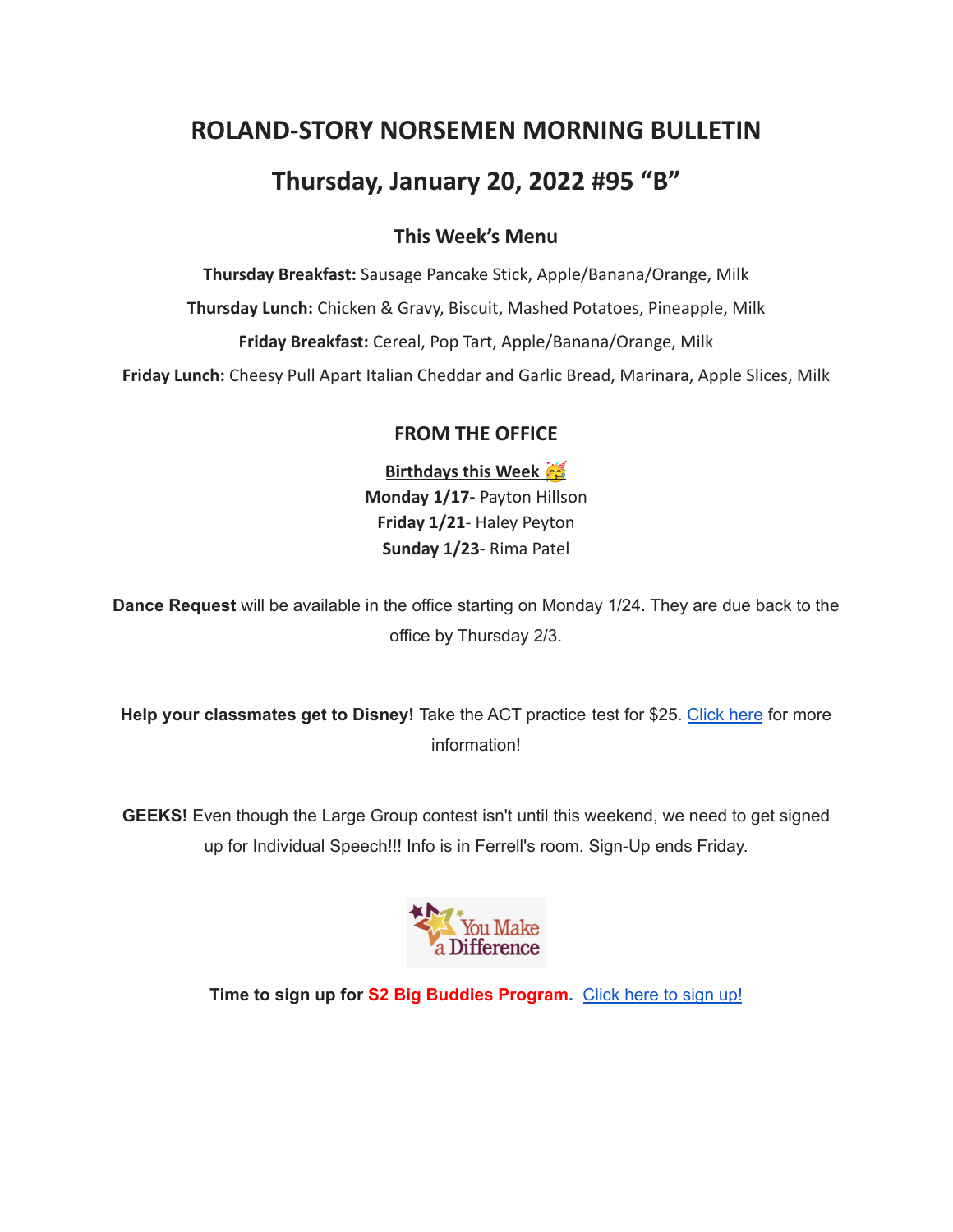# ROLAND-STORY NORSEMEN MORNING BULLETIN

## Thursday, January 20, 2022 #95 "B"

### This Week's Menu

**Thursday Breakfast:** Sausage Pancake Stick, Apple/Banana/Orange, Milk

**Thursday Lunch:** Chicken & Gravy, Biscuit, Mashed Potatoes, Pineapple, Milk

**Friday Breakfast:** Cereal, Pop Tart, Apple/Banana/Orange, Milk

**Friday Lunch:** Cheesy Pull Apart Italian Cheddar and Garlic Bread, Marinara, Apple Slices, Milk

### FROM THE OFFICE

**Birthdays this Week** 🥳

**Monday 1/17-** Payton Hillson

**Friday 1/21**- Haley Peyton

**Sunday 1/23**- Rima Patel

**Dance Request** will be available in the office starting on Monday 1/24. They are due back to the office by Thursday 2/3.

**Help your classmates get to Disney!** Take the ACT practice test for $25. Click here for more information!

**GEEKS!** Even though the Large Group contest isn't until this weekend, we need to get signed up for Individual Speech!!! Info is in Ferrell's room. Sign-Up ends Friday.

You Make a Difference

**Time to sign up for S2 Big Buddies Program.** Click here to sign up!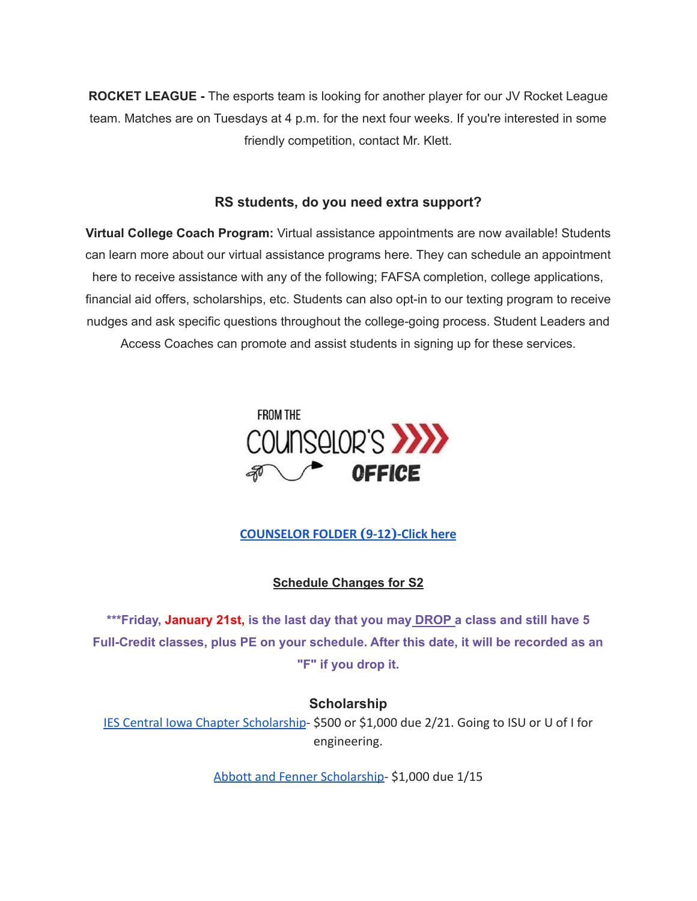**ROCKET LEAGUE -** The esports team is looking for another player for our JV Rocket League team. Matches are on Tuesdays at 4 p.m. for the next four weeks. If you're interested in some friendly competition, contact Mr. Klett.

### RS students, do you need extra support?

**Virtual College Coach Program:** Virtual assistance appointments are now available! Students can learn more about our virtual assistance programs here. They can schedule an appointment here to receive assistance with any of the following; FAFSA completion, college applications, financial aid offers, scholarships, etc. Students can also opt-in to our texting program to receive nudges and ask specific questions throughout the college-going process. Student Leaders and Access Coaches can promote and assist students in signing up for these services.

FROM THE COUNSELOR'S OFFICE

COUNSELOR FOLDER (9-12)-Click here

### Schedule Changes for S2

**\*\*\*Friday, January 21st, is the last day that you may DROP a class and still have 5 Full-Credit classes, plus PE on your schedule. After this date, it will be recorded as an "F" if you drop it.**

### Scholarship

IES Central Iowa Chapter Scholarship- $500 or $1,000 due 2/21. Going to ISU or U of I for engineering.

Abbott and Fenner Scholarship- $1,000 due 1/15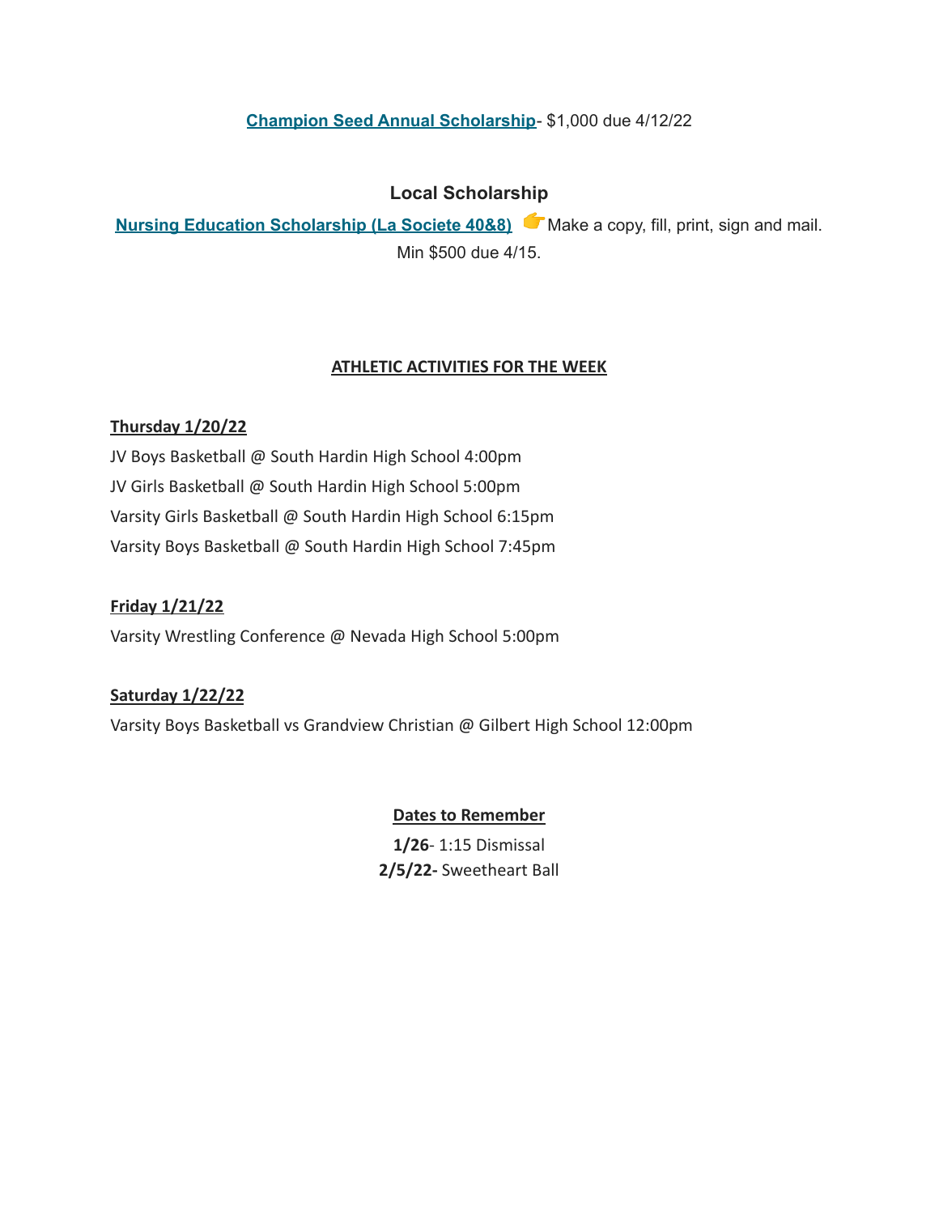**Champion Seed Annual Scholarship**- $1,000 due 4/12/22

### Local Scholarship

**Nursing Education Scholarship (La Societe 40&8)** 👉Make a copy, fill, print, sign and mail. Min $500 due 4/15.

## ATHLETIC ACTIVITIES FOR THE WEEK

**Thursday 1/20/22**

JV Boys Basketball @ South Hardin High School 4:00pm

JV Girls Basketball @ South Hardin High School 5:00pm

Varsity Girls Basketball @ South Hardin High School 6:15pm

Varsity Boys Basketball @ South Hardin High School 7:45pm

**Friday 1/21/22**

Varsity Wrestling Conference @ Nevada High School 5:00pm

**Saturday 1/22/22**

Varsity Boys Basketball vs Grandview Christian @ Gilbert High School 12:00pm

## Dates to Remember

**1/26**- 1:15 Dismissal

**2/5/22-** Sweetheart Ball